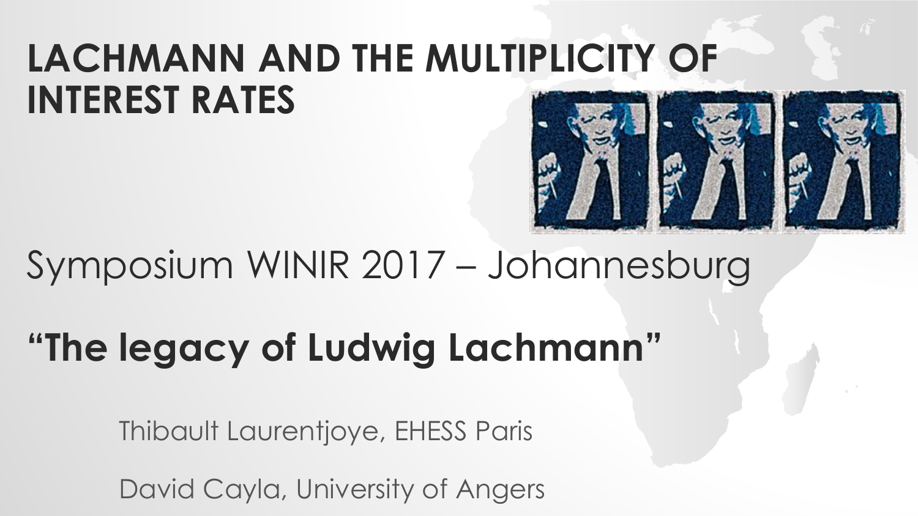# LACHMANN AND THE MULTIPLICITY OF INTEREST RATES

Symposium WINIR 2017 – Johannesburg

## **"The legacy of Ludwig Lachmann"**

Thibault Laurentjoye, EHESS Paris

David Cayla, University of Angers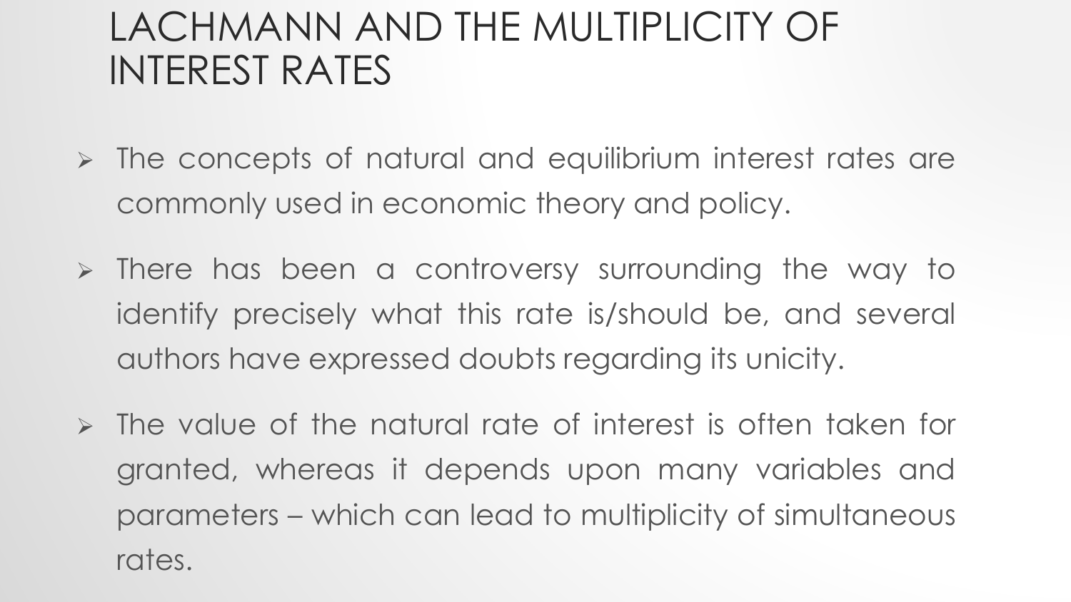# LACHMANN AND THE MULTIPLICITY OF INTEREST RATES

- The concepts of natural and equilibrium interest rates are commonly used in economic theory and policy.
- There has been a controversy surrounding the way to identify precisely what this rate is/should be, and several authors have expressed doubts regarding its unicity.
- The value of the natural rate of interest is often taken for granted, whereas it depends upon many variables and parameters – which can lead to multiplicity of simultaneous rates.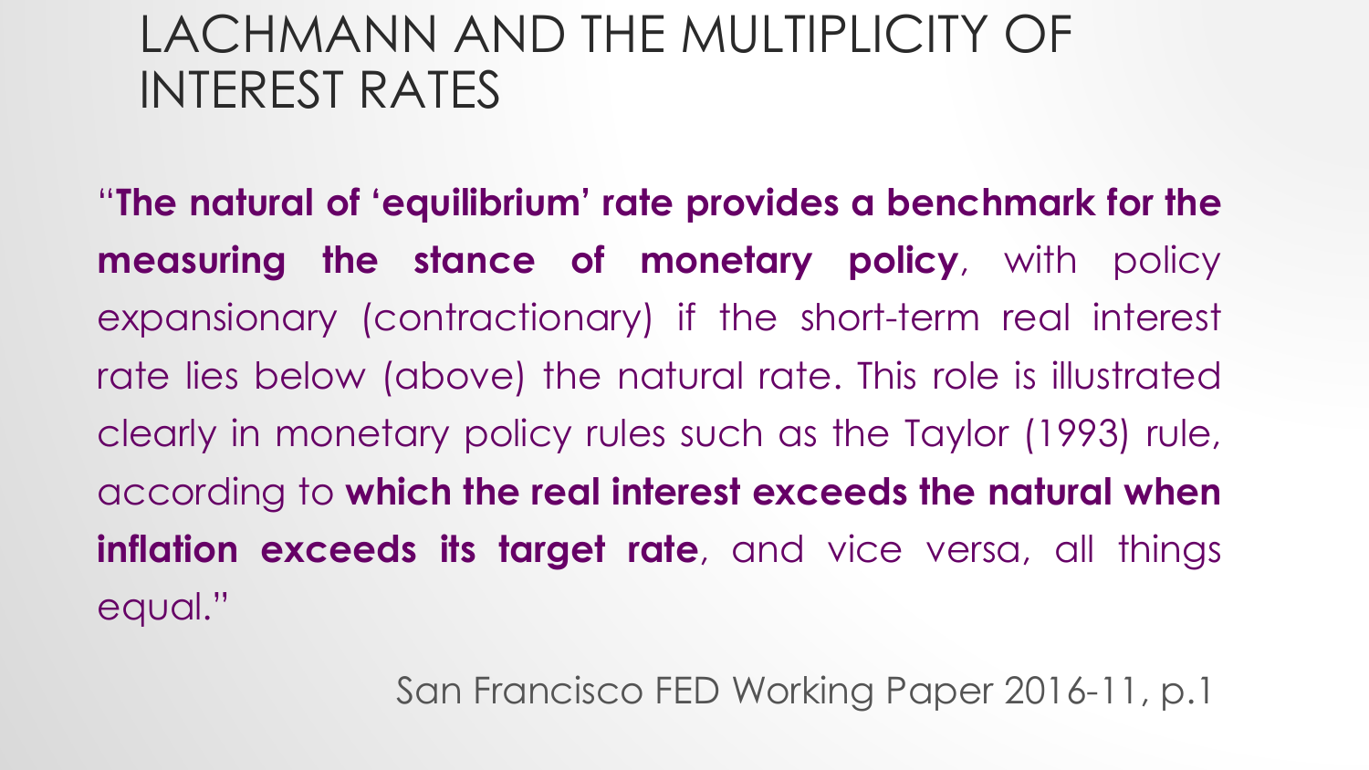# LACHMANN AND THE MULTIPLICITY OF INTEREST RATES

"**The natural of 'equilibrium' rate provides a benchmark for the measuring the stance of monetary policy**, with policy expansionary (contractionary) if the short-term real interest rate lies below (above) the natural rate. This role is illustrated clearly in monetary policy rules such as the Taylor (1993) rule, according to **which the real interest exceeds the natural when inflation exceeds its target rate**, and vice versa, all things equal."

San Francisco FED Working Paper 2016-11, p.1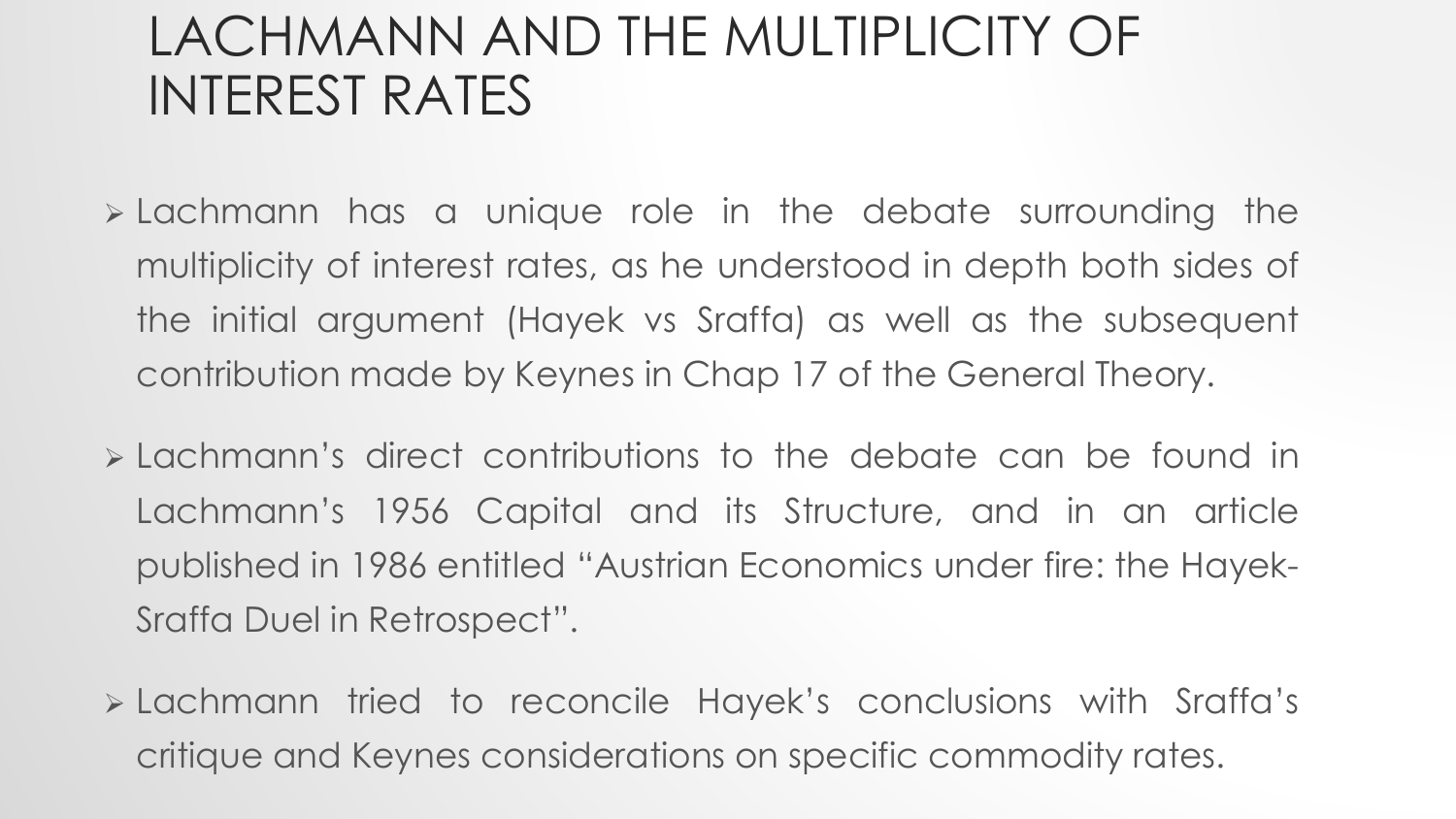# LACHMANN AND THE MULTIPLICITY OF INTEREST RATES

- Lachmann has a unique role in the debate surrounding the multiplicity of interest rates, as he understood in depth both sides of the initial argument (Hayek vs Sraffa) as well as the subsequent contribution made by Keynes in Chap 17 of the General Theory.
- Lachmann's direct contributions to the debate can be found in Lachmann's 1956 Capital and its Structure, and in an article published in 1986 entitled "Austrian Economics under fire: the Hayek-Sraffa Duel in Retrospect".
- Lachmann tried to reconcile Hayek's conclusions with Sraffa's critique and Keynes considerations on specific commodity rates.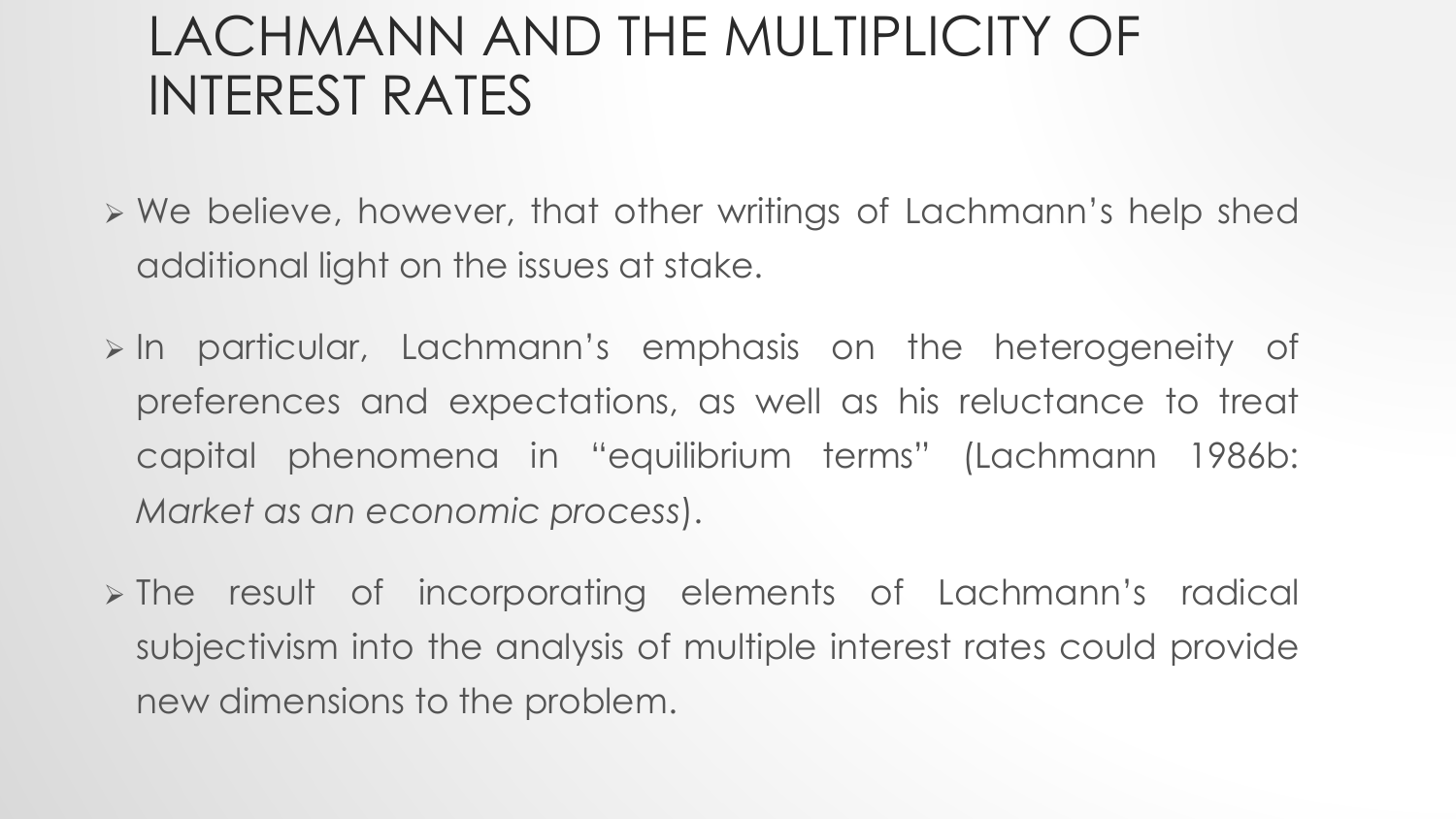# LACHMANN AND THE MULTIPLICITY OF INTEREST RATES

- We believe, however, that other writings of Lachmann's help shed additional light on the issues at stake.
- In particular, Lachmann's emphasis on the heterogeneity of preferences and expectations, as well as his reluctance to treat capital phenomena in "equilibrium terms" (Lachmann 1986b: *Market as an economic process*).
- The result of incorporating elements of Lachmann's radical subjectivism into the analysis of multiple interest rates could provide new dimensions to the problem.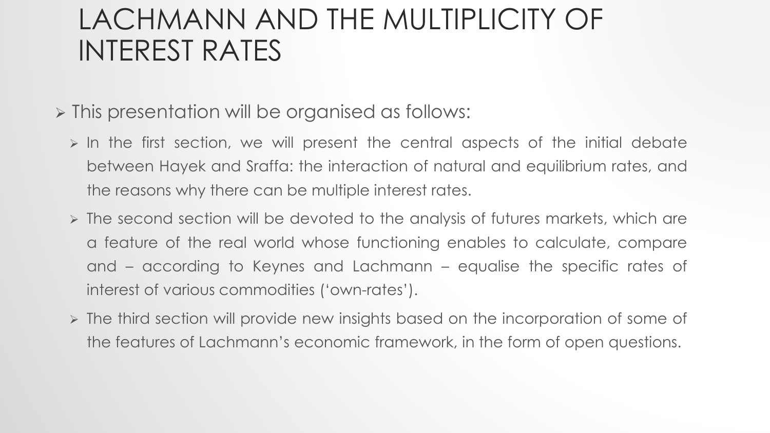# LACHMANN AND THE MULTIPLICITY OF INTEREST RATES

- This presentation will be organised as follows:
  - In the first section, we will present the central aspects of the initial debate between Hayek and Sraffa: the interaction of natural and equilibrium rates, and the reasons why there can be multiple interest rates.
  - The second section will be devoted to the analysis of futures markets, which are a feature of the real world whose functioning enables to calculate, compare and – according to Keynes and Lachmann – equalise the specific rates of interest of various commodities ('own-rates').
  - The third section will provide new insights based on the incorporation of some of the features of Lachmann's economic framework, in the form of open questions.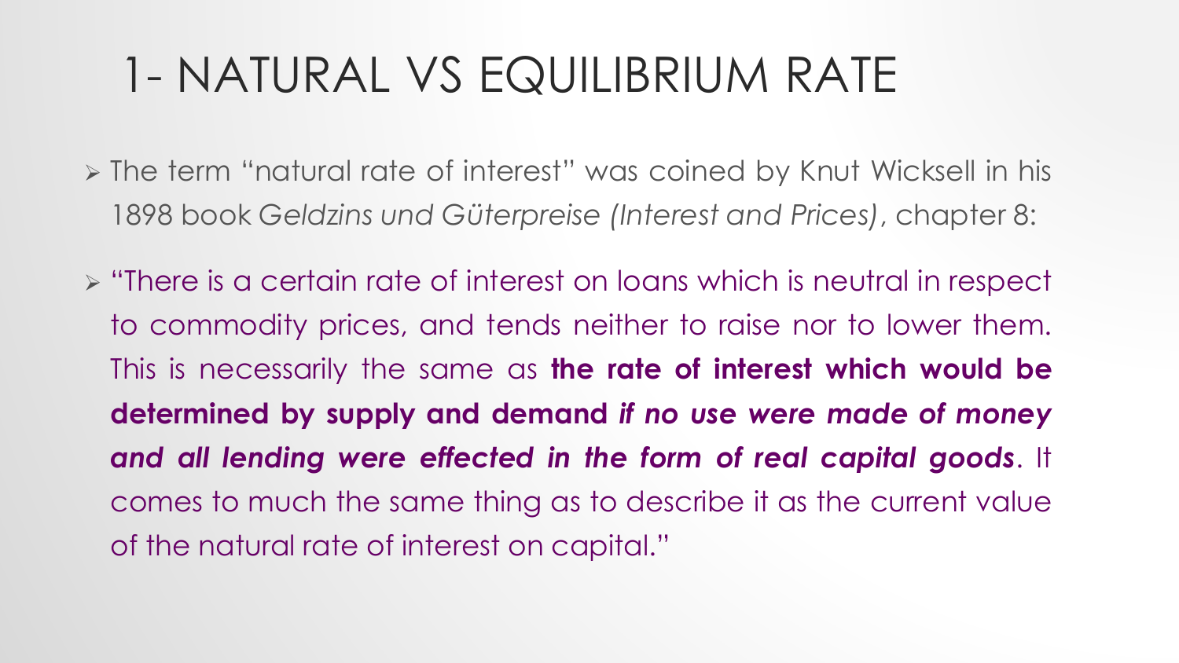# 1- NATURAL VS EQUILIBRIUM RATE

- The term "natural rate of interest" was coined by Knut Wicksell in his 1898 book *Geldzins und Güterpreise (Interest and Prices)*, chapter 8:
- "There is a certain rate of interest on loans which is neutral in respect to commodity prices, and tends neither to raise nor to lower them. This is necessarily the same as **the rate of interest which would be determined by supply and demand** ***if no use were made of money and all lending were effected in the form of real capital goods***. It comes to much the same thing as to describe it as the current value of the natural rate of interest on capital."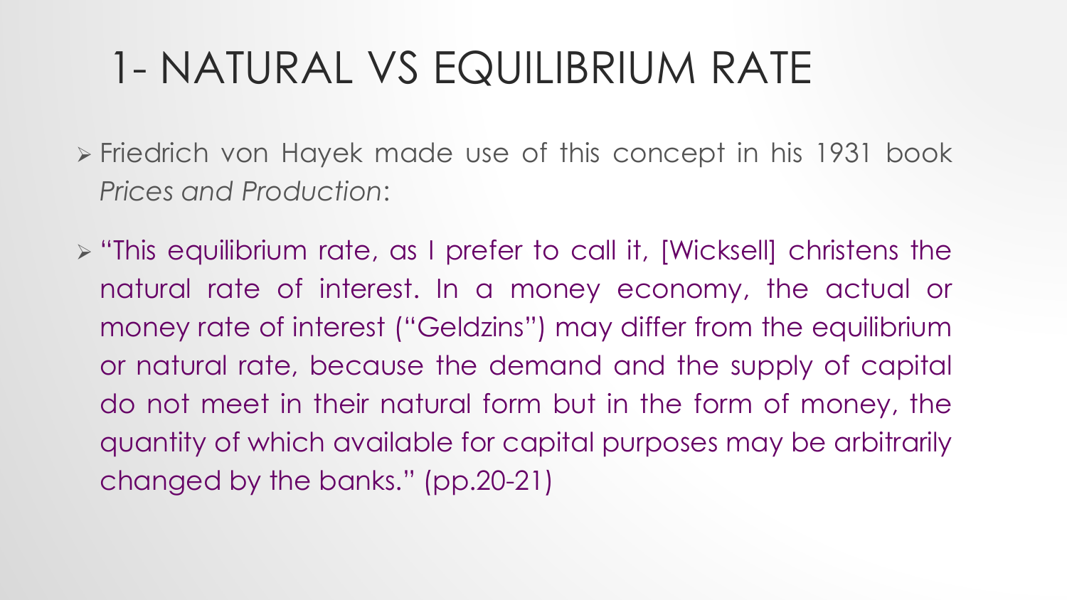# 1- NATURAL VS EQUILIBRIUM RATE

- Friedrich von Hayek made use of this concept in his 1931 book *Prices and Production*:
- "This equilibrium rate, as I prefer to call it, [Wicksell] christens the natural rate of interest. In a money economy, the actual or money rate of interest ("Geldzins") may differ from the equilibrium or natural rate, because the demand and the supply of capital do not meet in their natural form but in the form of money, the quantity of which available for capital purposes may be arbitrarily changed by the banks." (pp.20-21)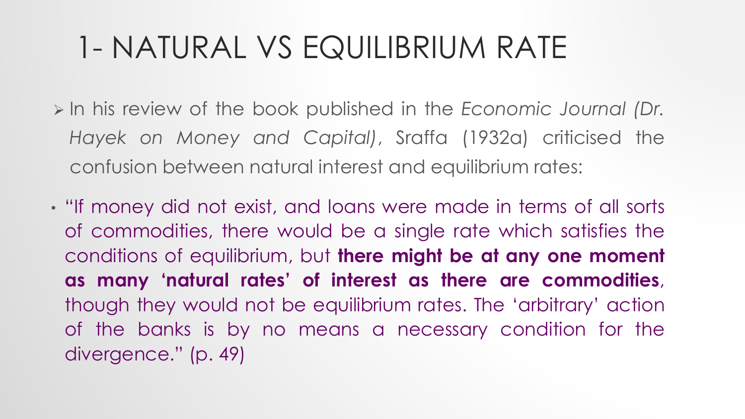# 1- NATURAL VS EQUILIBRIUM RATE

- In his review of the book published in the *Economic Journal (Dr. Hayek on Money and Capital)*, Sraffa (1932a) criticised the confusion between natural interest and equilibrium rates:

- "If money did not exist, and loans were made in terms of all sorts of commodities, there would be a single rate which satisfies the conditions of equilibrium, but **there might be at any one moment as many 'natural rates' of interest as there are commodities**, though they would not be equilibrium rates. The 'arbitrary' action of the banks is by no means a necessary condition for the divergence." (p. 49)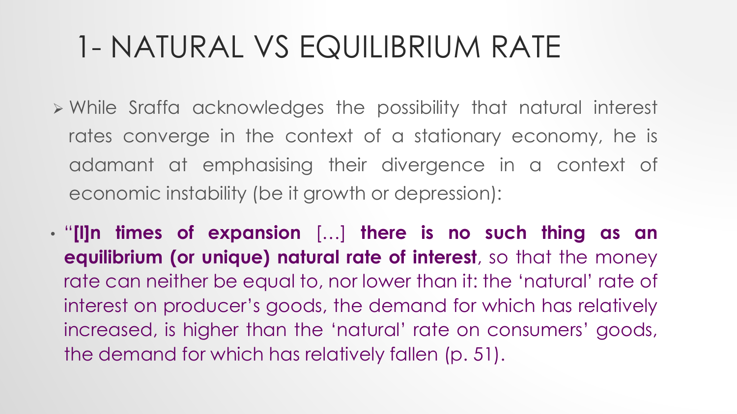# 1- NATURAL VS EQUILIBRIUM RATE

- While Sraffa acknowledges the possibility that natural interest rates converge in the context of a stationary economy, he is adamant at emphasising their divergence in a context of economic instability (be it growth or depression):

- "**[I]n times of expansion** […] **there is no such thing as an equilibrium (or unique) natural rate of interest**, so that the money rate can neither be equal to, nor lower than it: the 'natural' rate of interest on producer's goods, the demand for which has relatively increased, is higher than the 'natural' rate on consumers' goods, the demand for which has relatively fallen (p. 51).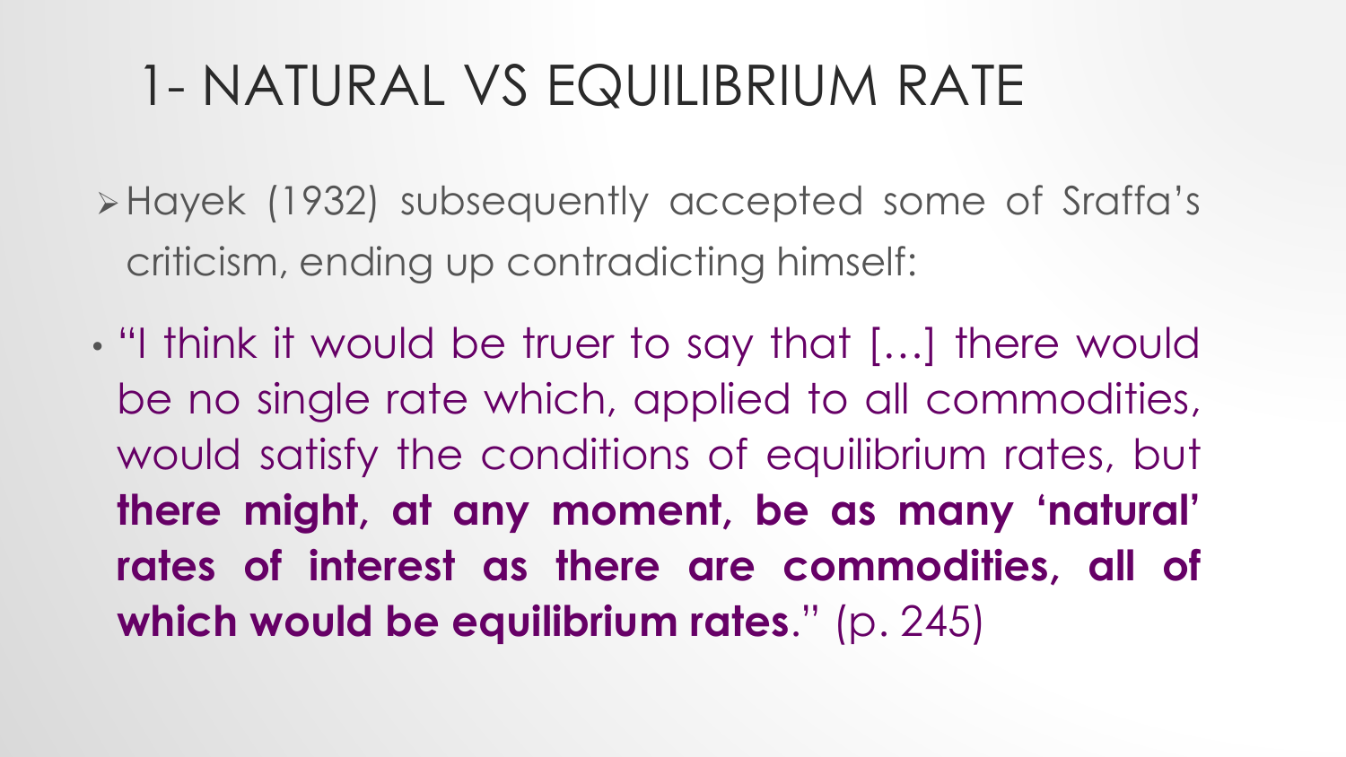# 1- NATURAL VS EQUILIBRIUM RATE

- Hayek (1932) subsequently accepted some of Sraffa's criticism, ending up contradicting himself:

- "I think it would be truer to say that […] there would be no single rate which, applied to all commodities, would satisfy the conditions of equilibrium rates, but **there might, at any moment, be as many 'natural' rates of interest as there are commodities, all of which would be equilibrium rates**." (p. 245)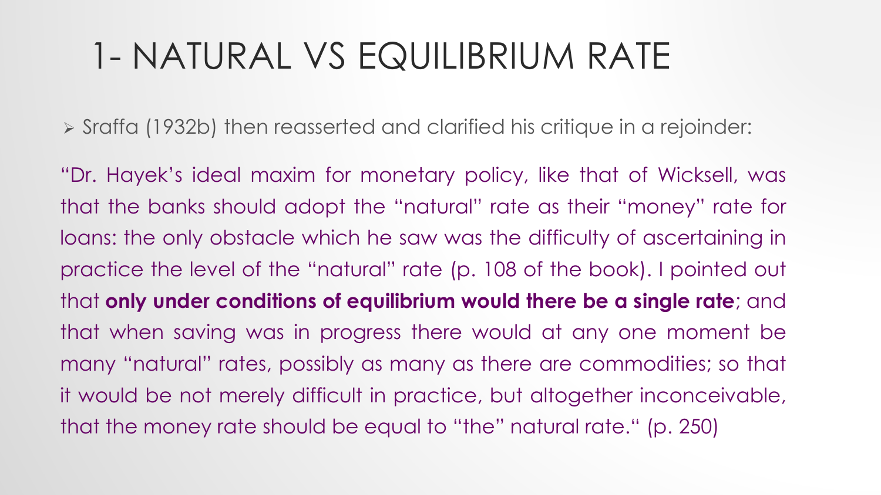# 1- NATURAL VS EQUILIBRIUM RATE

- Sraffa (1932b) then reasserted and clarified his critique in a rejoinder:

"Dr. Hayek's ideal maxim for monetary policy, like that of Wicksell, was that the banks should adopt the "natural" rate as their "money" rate for loans: the only obstacle which he saw was the difficulty of ascertaining in practice the level of the "natural" rate (p. 108 of the book). I pointed out that **only under conditions of equilibrium would there be a single rate**; and that when saving was in progress there would at any one moment be many "natural" rates, possibly as many as there are commodities; so that it would be not merely difficult in practice, but altogether inconceivable, that the money rate should be equal to "the" natural rate." (p. 250)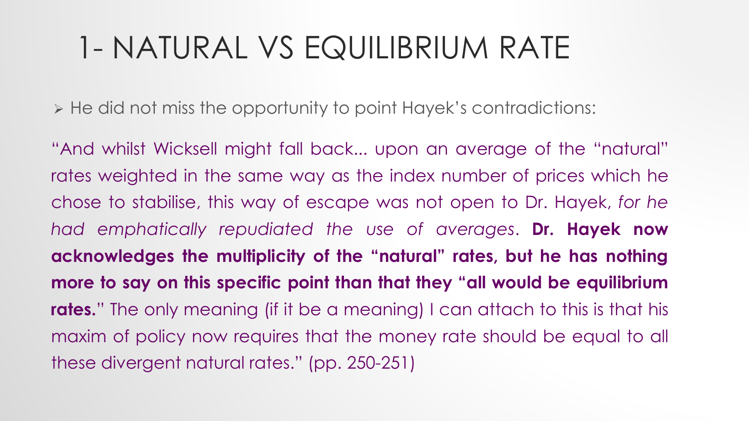# 1- NATURAL VS EQUILIBRIUM RATE

- He did not miss the opportunity to point Hayek's contradictions:

"And whilst Wicksell might fall back... upon an average of the "natural" rates weighted in the same way as the index number of prices which he chose to stabilise, this way of escape was not open to Dr. Hayek, *for he had emphatically repudiated the use of averages*. **Dr. Hayek now acknowledges the multiplicity of the "natural" rates, but he has nothing more to say on this specific point than that they "all would be equilibrium rates.**" The only meaning (if it be a meaning) I can attach to this is that his maxim of policy now requires that the money rate should be equal to all these divergent natural rates." (pp. 250-251)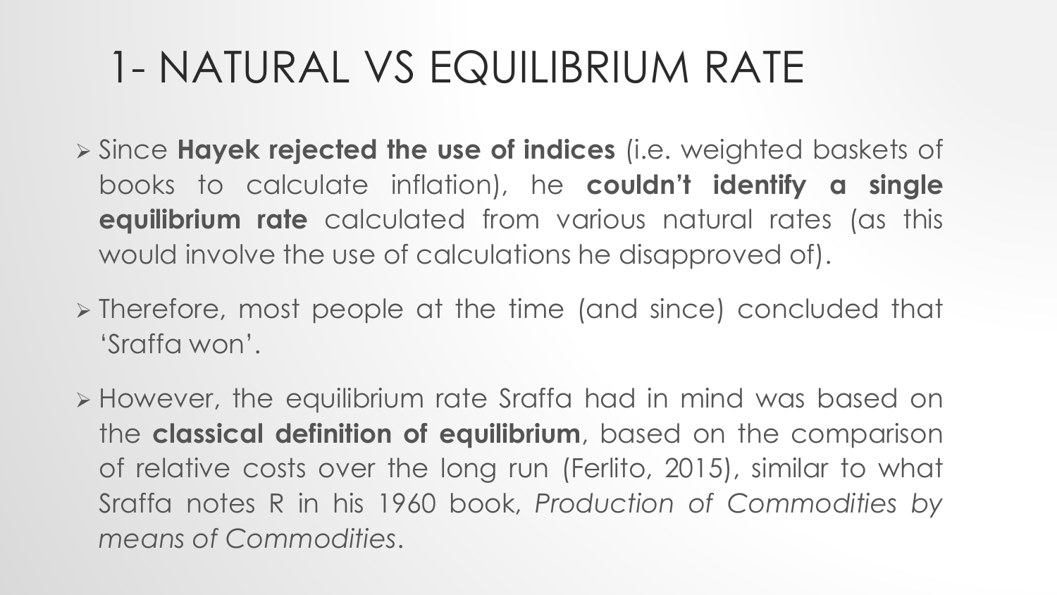# 1- NATURAL VS EQUILIBRIUM RATE

- Since **Hayek rejected the use of indices** (i.e. weighted baskets of books to calculate inflation), he **couldn't identify a single equilibrium rate** calculated from various natural rates (as this would involve the use of calculations he disapproved of).
- Therefore, most people at the time (and since) concluded that 'Sraffa won'.
- However, the equilibrium rate Sraffa had in mind was based on the **classical definition of equilibrium**, based on the comparison of relative costs over the long run (Ferlito, 2015), similar to what Sraffa notes R in his 1960 book, *Production of Commodities by means of Commodities*.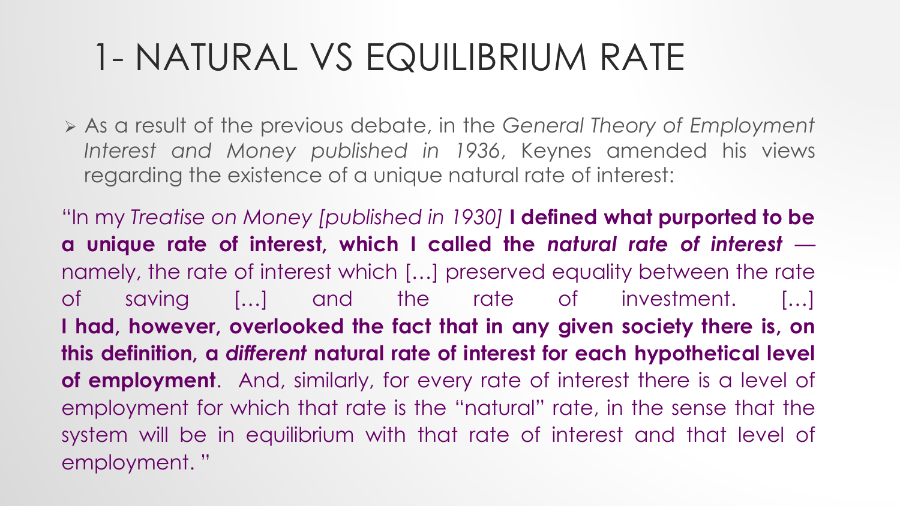# 1- NATURAL VS EQUILIBRIUM RATE

- As a result of the previous debate, in the *General Theory of Employment Interest and Money published in 1936*, Keynes amended his views regarding the existence of a unique natural rate of interest:

"In my *Treatise on Money [published in 1930]* **I defined what purported to be a unique rate of interest, which I called the *natural rate of interest*** — namely, the rate of interest which […] preserved equality between the rate of saving […] and the rate of investment. […] **I had, however, overlooked the fact that in any given society there is, on this definition, a *different* natural rate of interest for each hypothetical level of employment**. And, similarly, for every rate of interest there is a level of employment for which that rate is the "natural" rate, in the sense that the system will be in equilibrium with that rate of interest and that level of employment. "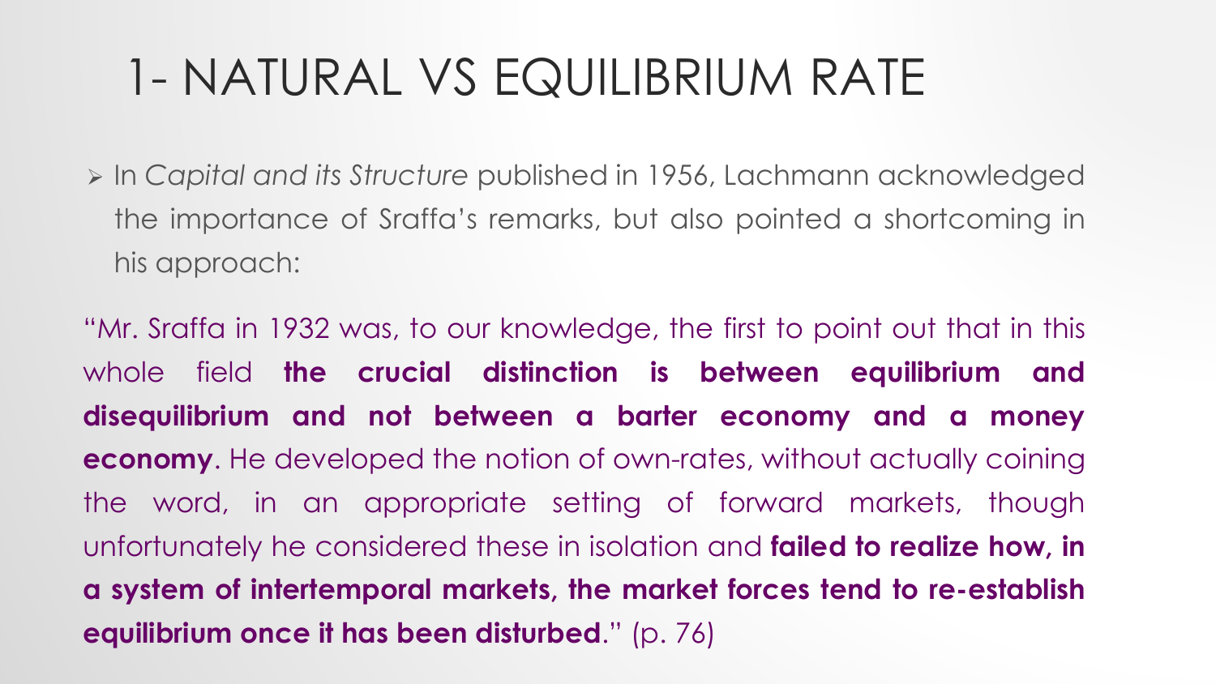# 1- NATURAL VS EQUILIBRIUM RATE

- In *Capital and its Structure* published in 1956, Lachmann acknowledged the importance of Sraffa's remarks, but also pointed a shortcoming in his approach:

"Mr. Sraffa in 1932 was, to our knowledge, the first to point out that in this whole field **the crucial distinction is between equilibrium and disequilibrium and not between a barter economy and a money economy**. He developed the notion of own-rates, without actually coining the word, in an appropriate setting of forward markets, though unfortunately he considered these in isolation and **failed to realize how, in a system of intertemporal markets, the market forces tend to re-establish equilibrium once it has been disturbed**." (p. 76)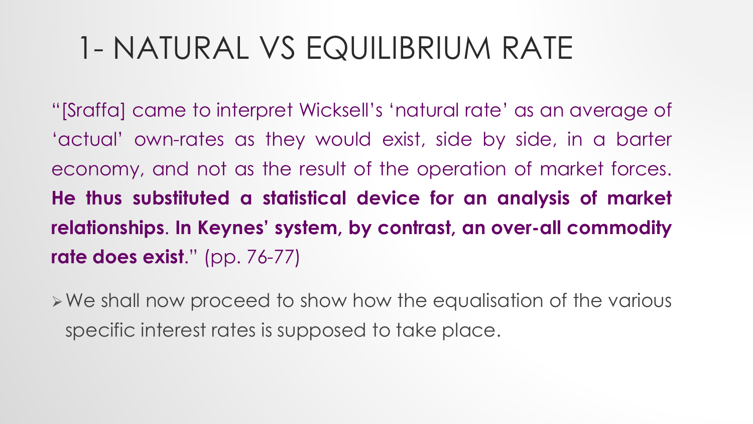# 1- NATURAL VS EQUILIBRIUM RATE

"[Sraffa] came to interpret Wicksell's 'natural rate' as an average of 'actual' own-rates as they would exist, side by side, in a barter economy, and not as the result of the operation of market forces. **He thus substituted a statistical device for an analysis of market relationships**. **In Keynes' system, by contrast, an over-all commodity rate does exist**." (pp. 76-77)

- We shall now proceed to show how the equalisation of the various specific interest rates is supposed to take place.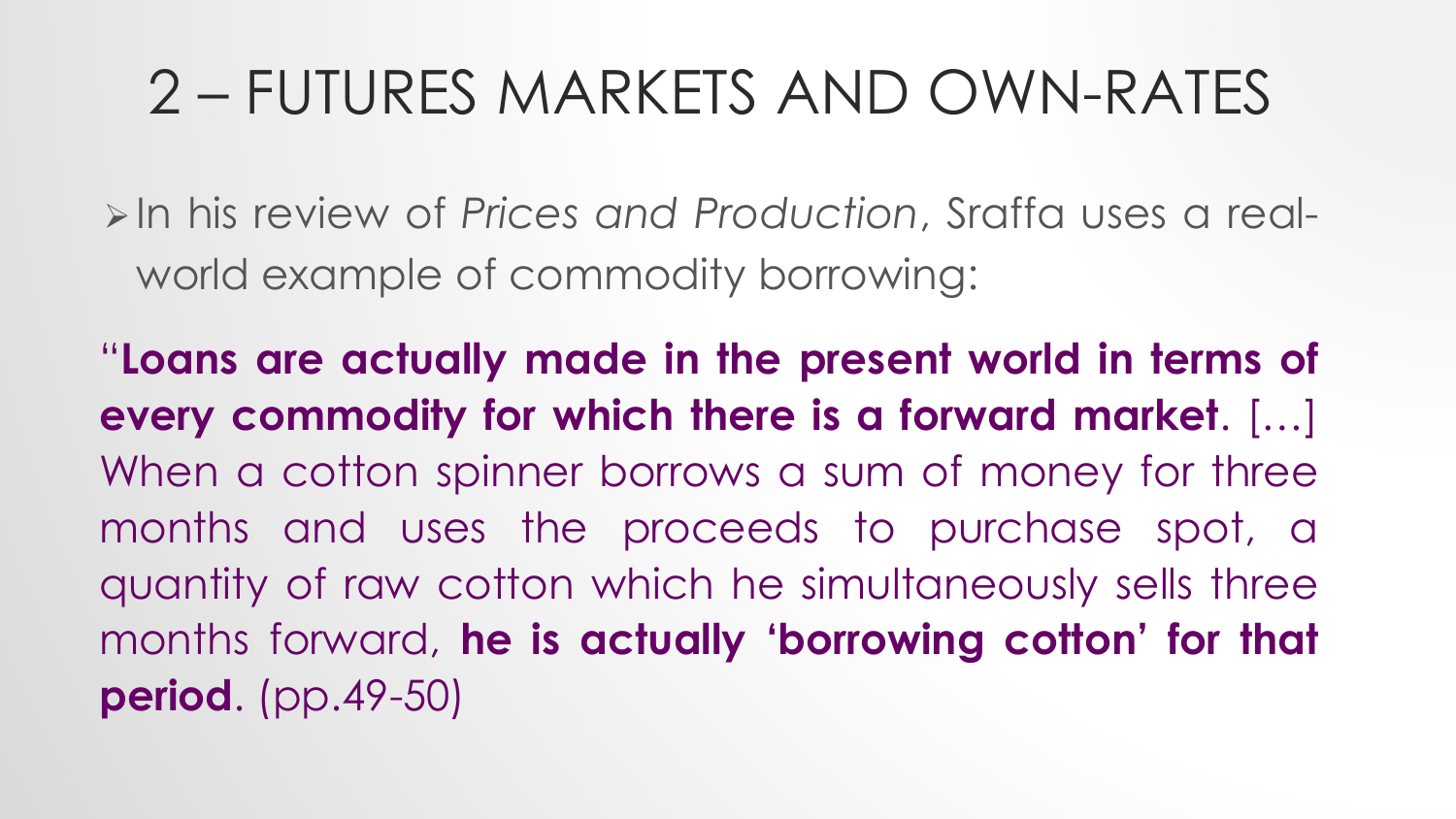# 2 – FUTURES MARKETS AND OWN-RATES

- In his review of *Prices and Production*, Sraffa uses a real-world example of commodity borrowing:

"**Loans are actually made in the present world in terms of every commodity for which there is a forward market**. […] When a cotton spinner borrows a sum of money for three months and uses the proceeds to purchase spot, a quantity of raw cotton which he simultaneously sells three months forward, **he is actually 'borrowing cotton' for that period**. (pp.49-50)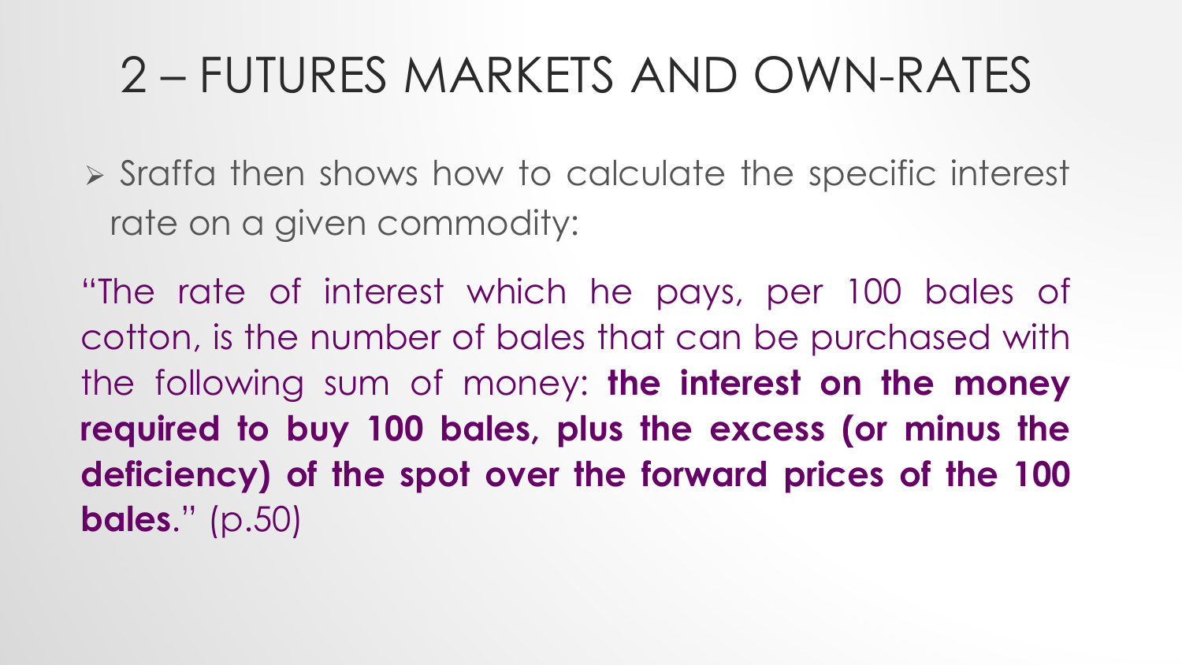# 2 – FUTURES MARKETS AND OWN-RATES

- Sraffa then shows how to calculate the specific interest rate on a given commodity:

"The rate of interest which he pays, per 100 bales of cotton, is the number of bales that can be purchased with the following sum of money: **the interest on the money required to buy 100 bales, plus the excess (or minus the deficiency) of the spot over the forward prices of the 100 bales**." (p.50)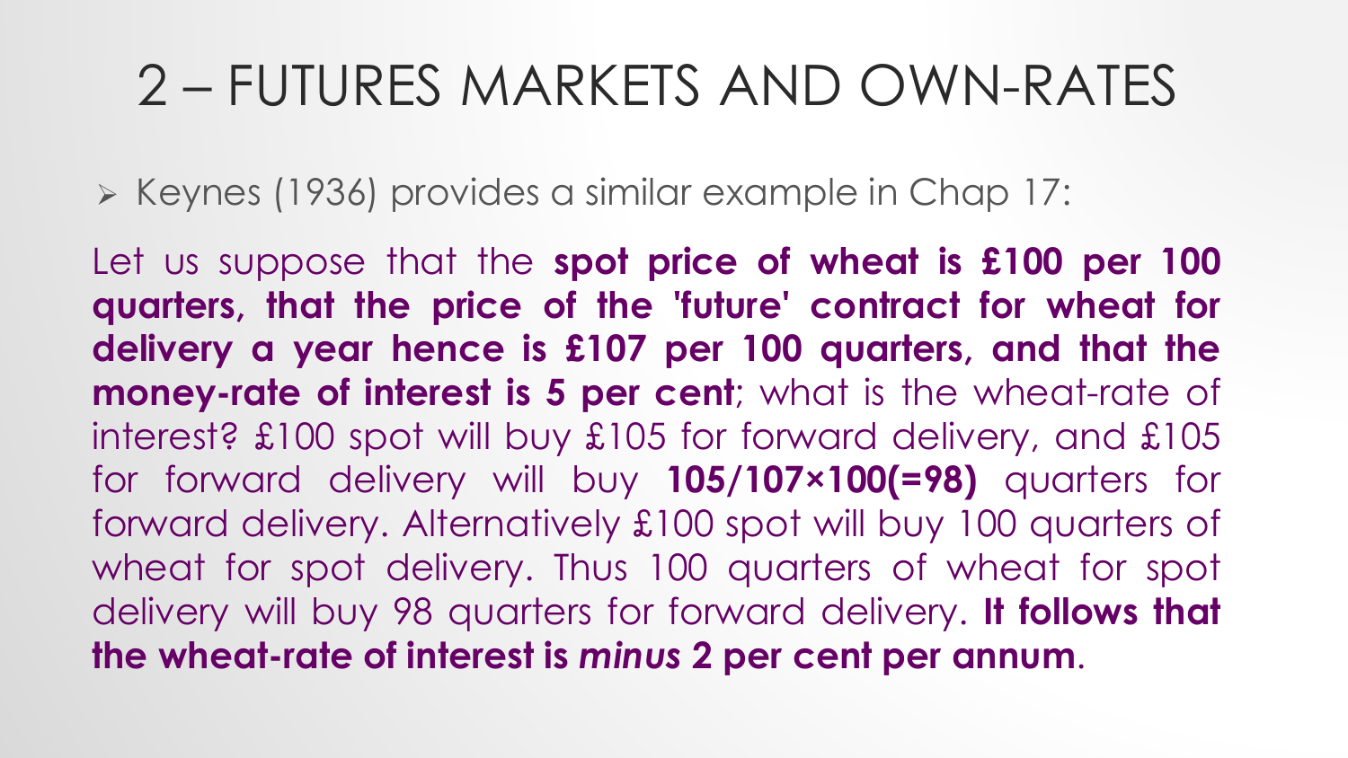# 2 – FUTURES MARKETS AND OWN-RATES

- Keynes (1936) provides a similar example in Chap 17:

Let us suppose that the **spot price of wheat is £100 per 100 quarters, that the price of the 'future' contract for wheat for delivery a year hence is £107 per 100 quarters, and that the money-rate of interest is 5 per cent**; what is the wheat-rate of interest? £100 spot will buy £105 for forward delivery, and £105 for forward delivery will buy **105/107×100(=98)** quarters for forward delivery. Alternatively £100 spot will buy 100 quarters of wheat for spot delivery. Thus 100 quarters of wheat for spot delivery will buy 98 quarters for forward delivery. **It follows that the wheat-rate of interest is *minus* 2 per cent per annum**.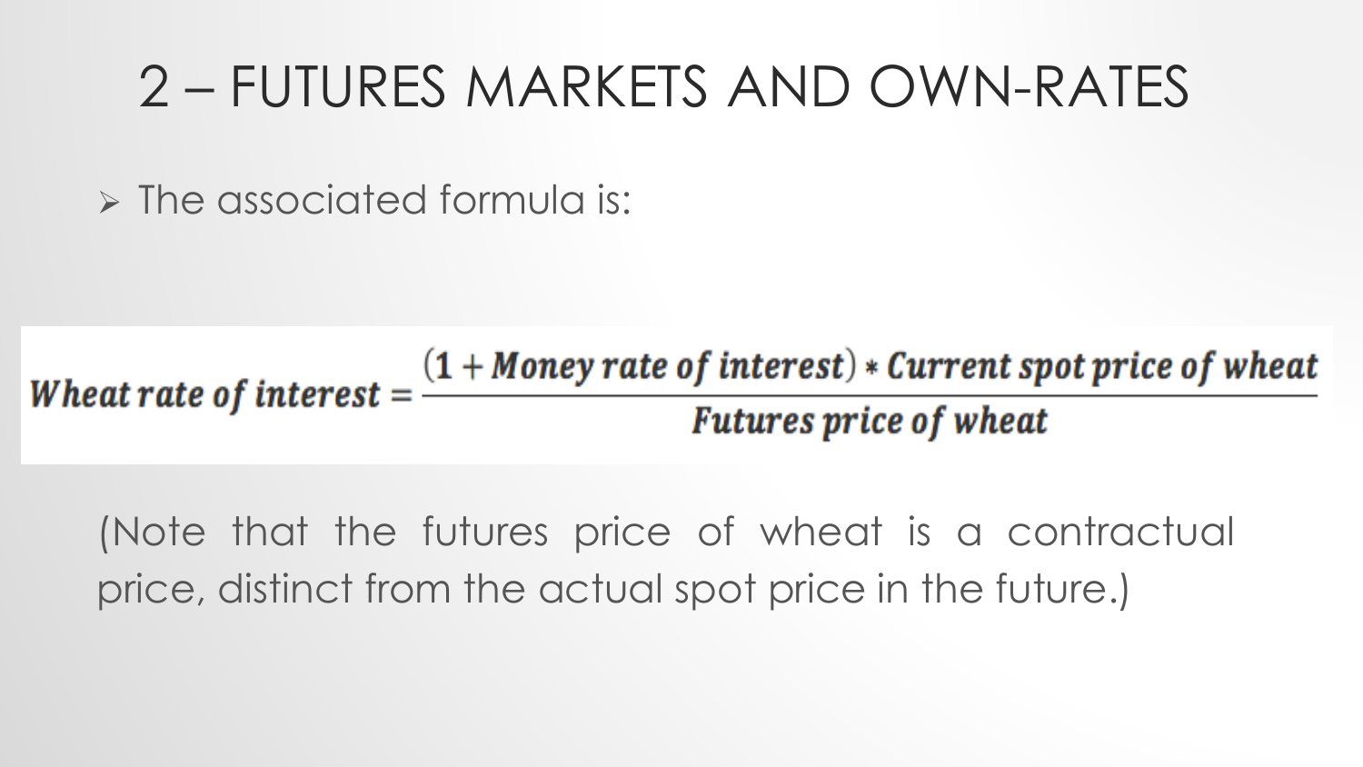# 2 – FUTURES MARKETS AND OWN-RATES

- The associated formula is:

$$\textit{Wheat rate of interest} = \frac{(1 + \textit{Money rate of interest}) * \textit{Current spot price of wheat}}{\textit{Futures price of wheat}}$$

(Note that the futures price of wheat is a contractual price, distinct from the actual spot price in the future.)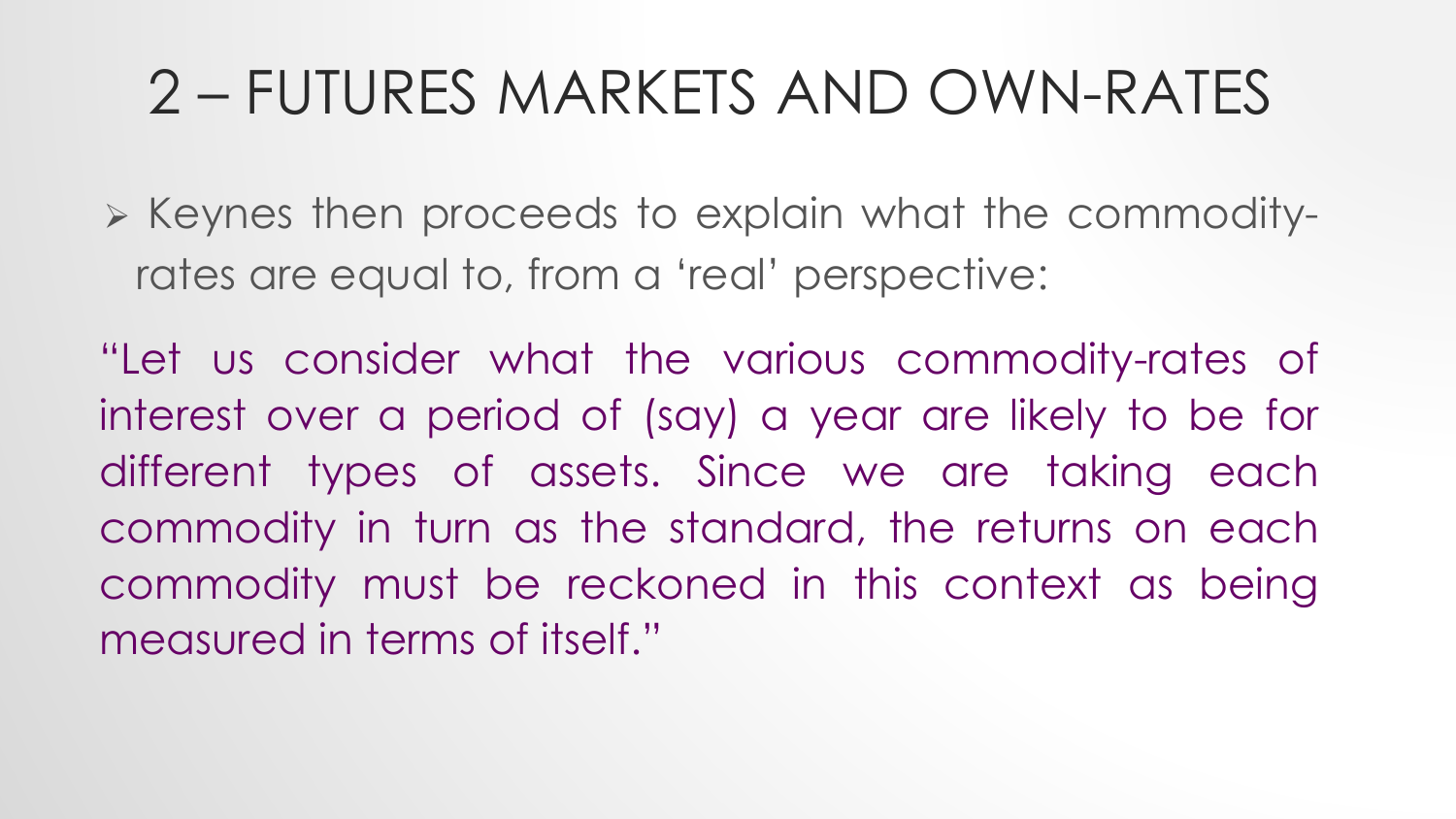# 2 – FUTURES MARKETS AND OWN-RATES

- Keynes then proceeds to explain what the commodity-rates are equal to, from a 'real' perspective:

"Let us consider what the various commodity-rates of interest over a period of (say) a year are likely to be for different types of assets. Since we are taking each commodity in turn as the standard, the returns on each commodity must be reckoned in this context as being measured in terms of itself."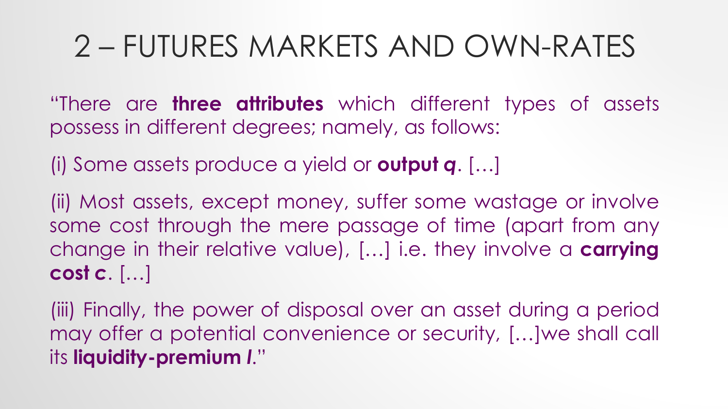# 2 – FUTURES MARKETS AND OWN-RATES

"There are **three attributes** which different types of assets possess in different degrees; namely, as follows:

(i) Some assets produce a yield or **output *q***. […]

(ii) Most assets, except money, suffer some wastage or involve some cost through the mere passage of time (apart from any change in their relative value), […] i.e. they involve a **carrying cost *c***. […]

(iii) Finally, the power of disposal over an asset during a period may offer a potential convenience or security, […]we shall call its **liquidity-premium *l***."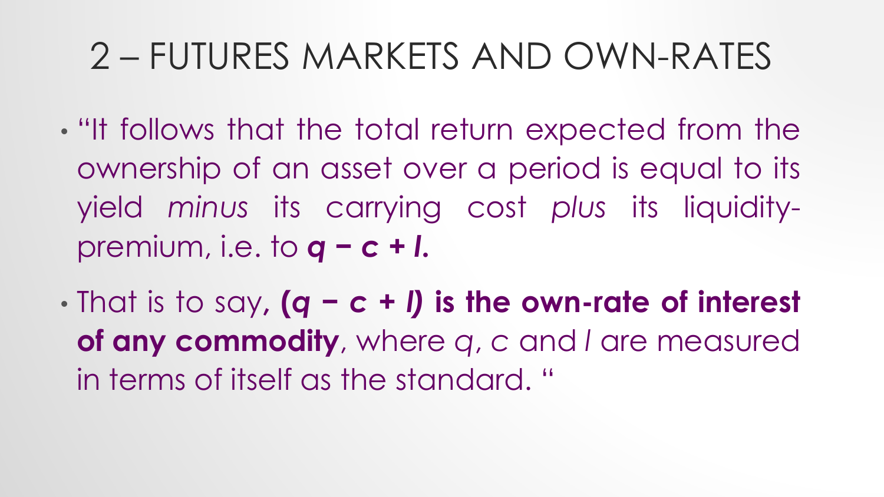# 2 – FUTURES MARKETS AND OWN-RATES

- "It follows that the total return expected from the ownership of an asset over a period is equal to its yield *minus* its carrying cost *plus* its liquidity-premium, i.e. to $q - c + l$.
- That is to say, **($q - c + l$) is the own-rate of interest of any commodity**, where $q$, $c$ and $l$ are measured in terms of itself as the standard. "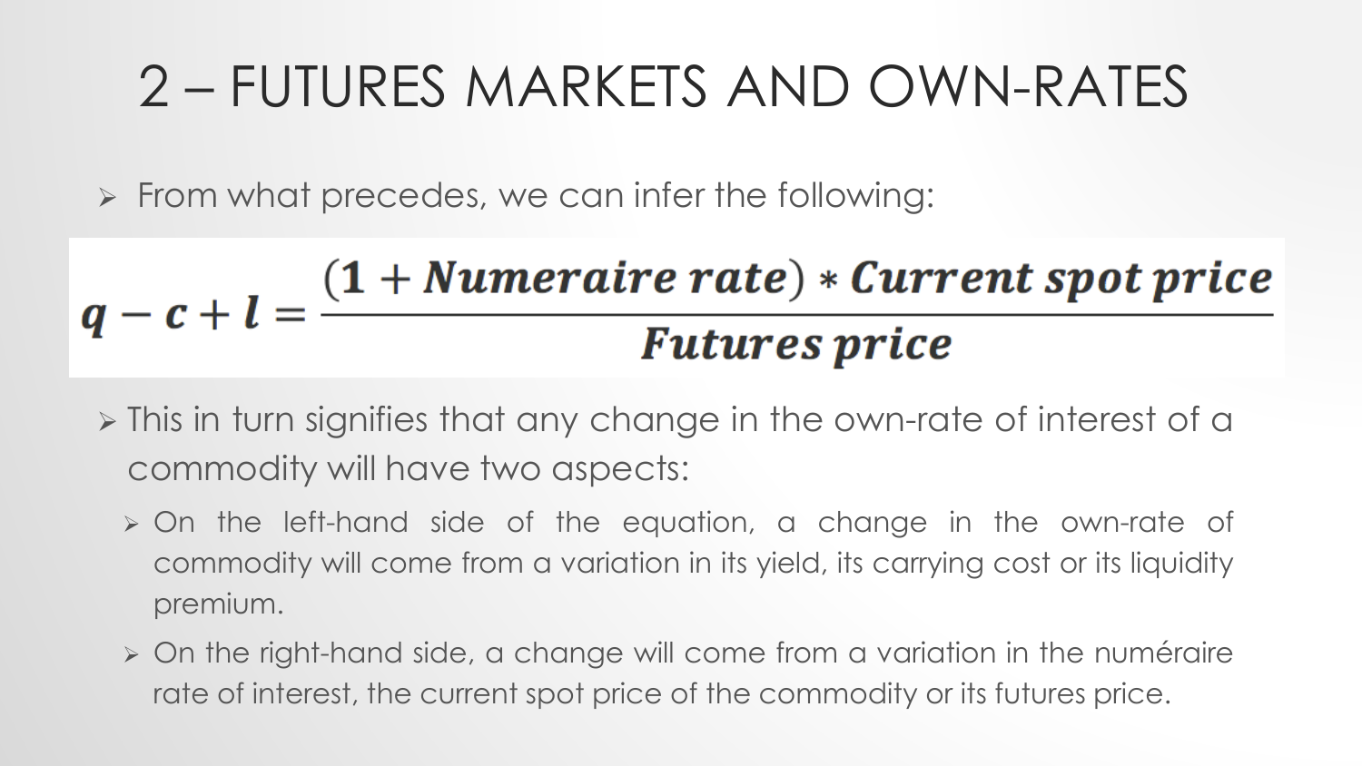# 2 – FUTURES MARKETS AND OWN-RATES

- From what precedes, we can infer the following:

$$q - c + l = \frac{(1 + Numeraire\ rate) * Current\ spot\ price}{Futures\ price}$$

- This in turn signifies that any change in the own-rate of interest of a commodity will have two aspects:
  - On the left-hand side of the equation, a change in the own-rate of commodity will come from a variation in its yield, its carrying cost or its liquidity premium.
  - On the right-hand side, a change will come from a variation in the numéraire rate of interest, the current spot price of the commodity or its futures price.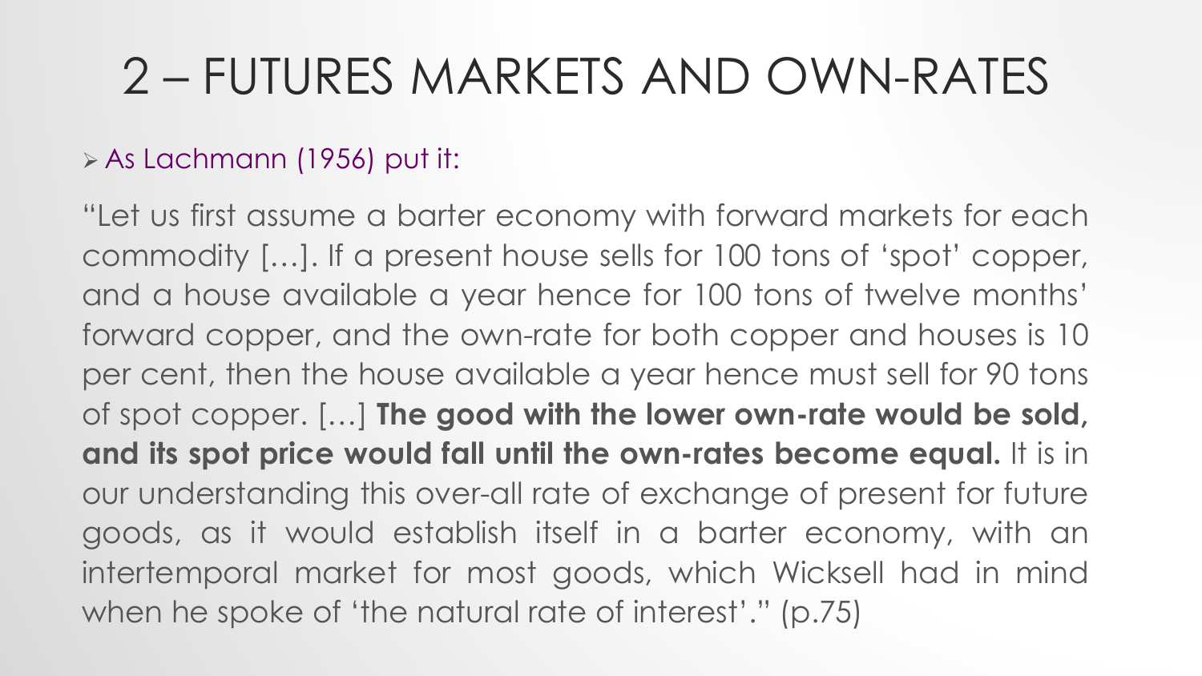# 2 – FUTURES MARKETS AND OWN-RATES

- As Lachmann (1956) put it:

"Let us first assume a barter economy with forward markets for each commodity […]. If a present house sells for 100 tons of 'spot' copper, and a house available a year hence for 100 tons of twelve months' forward copper, and the own-rate for both copper and houses is 10 per cent, then the house available a year hence must sell for 90 tons of spot copper. […] **The good with the lower own-rate would be sold, and its spot price would fall until the own-rates become equal.** It is in our understanding this over-all rate of exchange of present for future goods, as it would establish itself in a barter economy, with an intertemporal market for most goods, which Wicksell had in mind when he spoke of 'the natural rate of interest'." (p.75)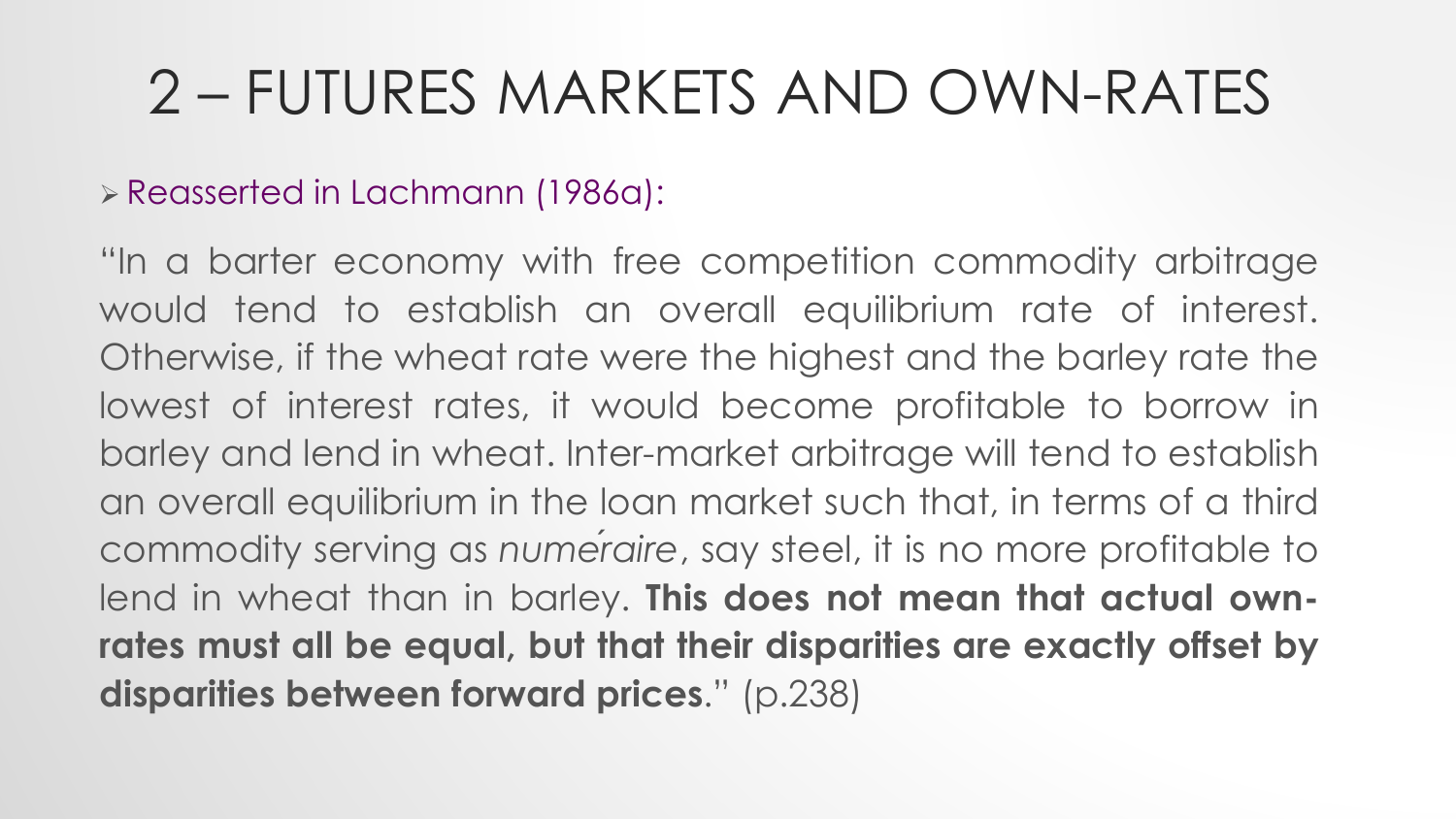# 2 – FUTURES MARKETS AND OWN-RATES

- Reasserted in Lachmann (1986a):

"In a barter economy with free competition commodity arbitrage would tend to establish an overall equilibrium rate of interest. Otherwise, if the wheat rate were the highest and the barley rate the lowest of interest rates, it would become profitable to borrow in barley and lend in wheat. Inter-market arbitrage will tend to establish an overall equilibrium in the loan market such that, in terms of a third commodity serving as *numéraire*, say steel, it is no more profitable to lend in wheat than in barley. **This does not mean that actual own-rates must all be equal, but that their disparities are exactly offset by disparities between forward prices**." (p.238)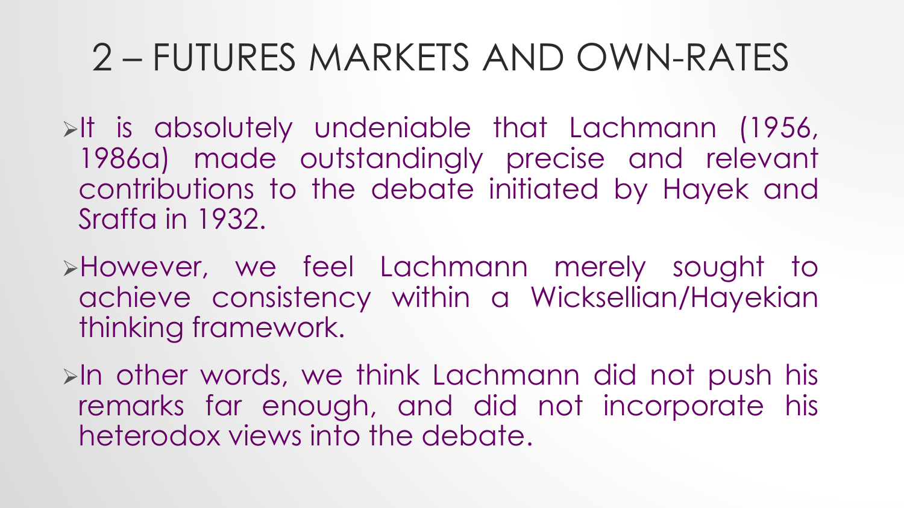# 2 – FUTURES MARKETS AND OWN-RATES

- It is absolutely undeniable that Lachmann (1956, 1986a) made outstandingly precise and relevant contributions to the debate initiated by Hayek and Sraffa in 1932.
- However, we feel Lachmann merely sought to achieve consistency within a Wicksellian/Hayekian thinking framework.
- In other words, we think Lachmann did not push his remarks far enough, and did not incorporate his heterodox views into the debate.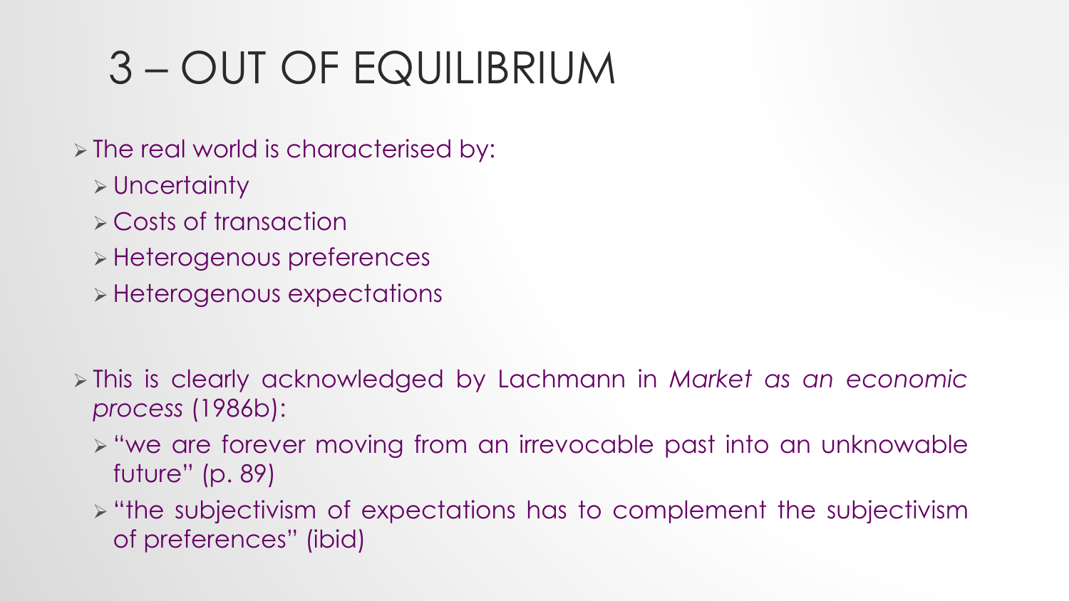# 3 – OUT OF EQUILIBRIUM

- The real world is characterised by:
  - Uncertainty
  - Costs of transaction
  - Heterogenous preferences
  - Heterogenous expectations

- This is clearly acknowledged by Lachmann in *Market as an economic process* (1986b):
  - "we are forever moving from an irrevocable past into an unknowable future" (p. 89)
  - "the subjectivism of expectations has to complement the subjectivism of preferences" (ibid)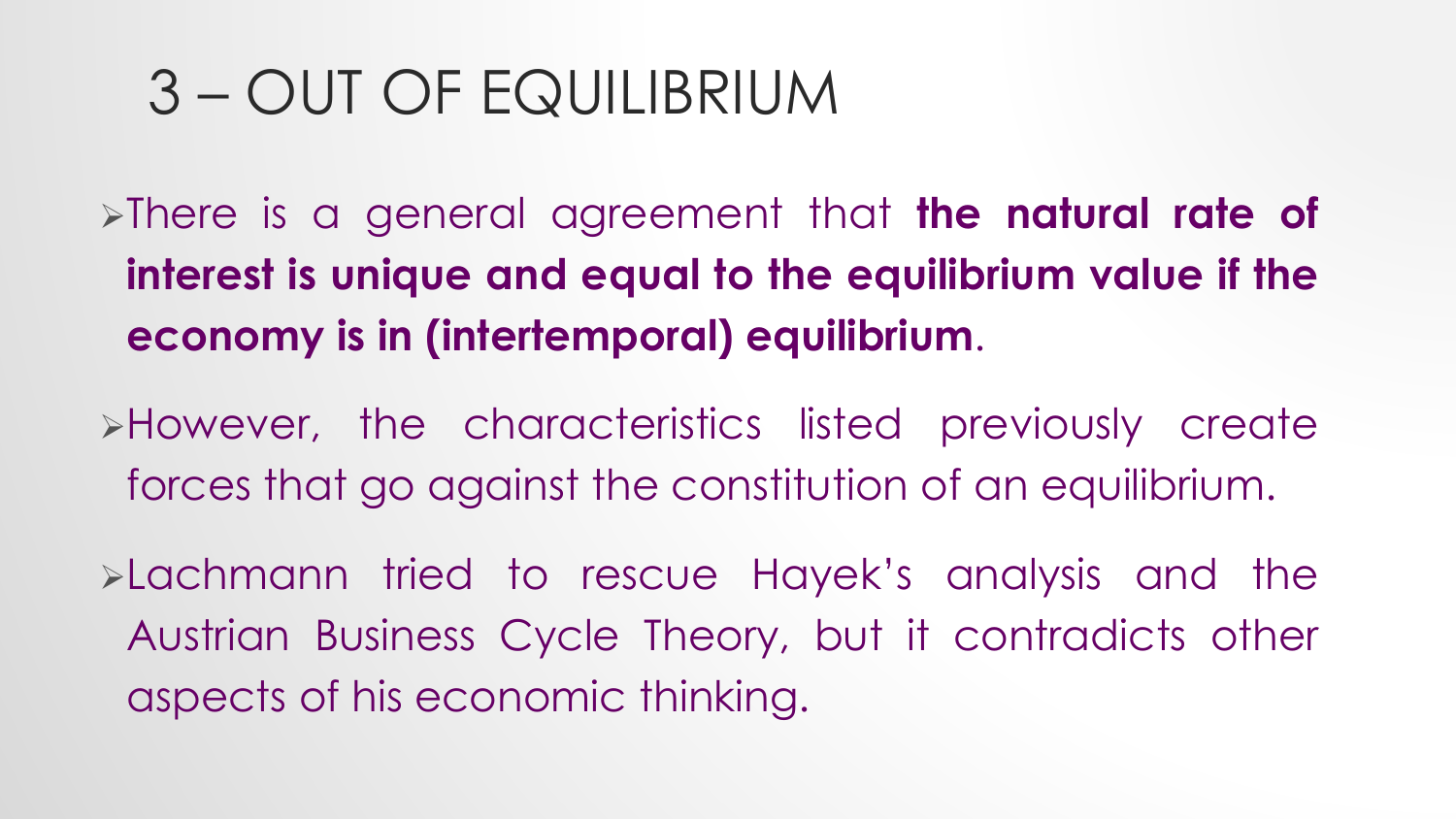# 3 – OUT OF EQUILIBRIUM

- There is a general agreement that **the natural rate of interest is unique and equal to the equilibrium value if the economy is in (intertemporal) equilibrium**.
- However, the characteristics listed previously create forces that go against the constitution of an equilibrium.
- Lachmann tried to rescue Hayek's analysis and the Austrian Business Cycle Theory, but it contradicts other aspects of his economic thinking.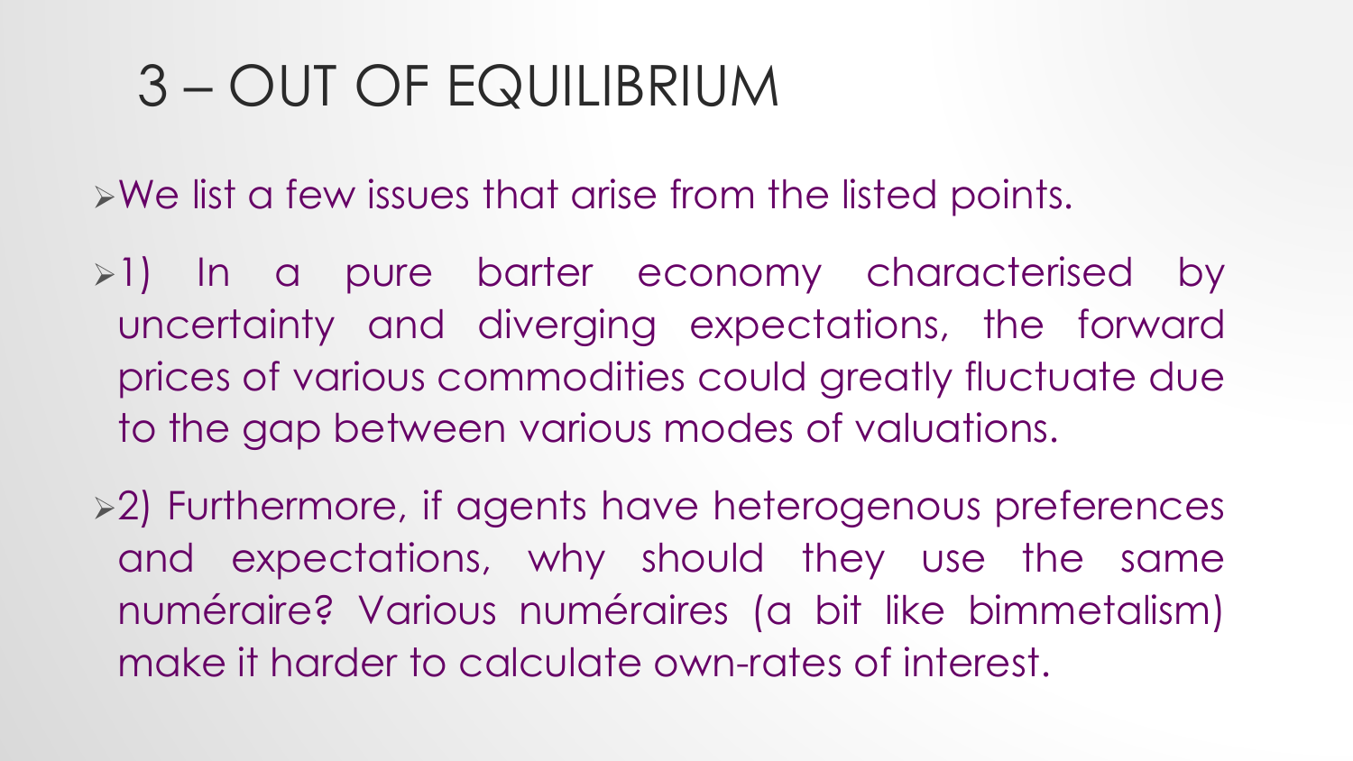# 3 – OUT OF EQUILIBRIUM

- We list a few issues that arise from the listed points.
- 1) In a pure barter economy characterised by uncertainty and diverging expectations, the forward prices of various commodities could greatly fluctuate due to the gap between various modes of valuations.
- 2) Furthermore, if agents have heterogenous preferences and expectations, why should they use the same numéraire? Various numéraires (a bit like bimmetalism) make it harder to calculate own-rates of interest.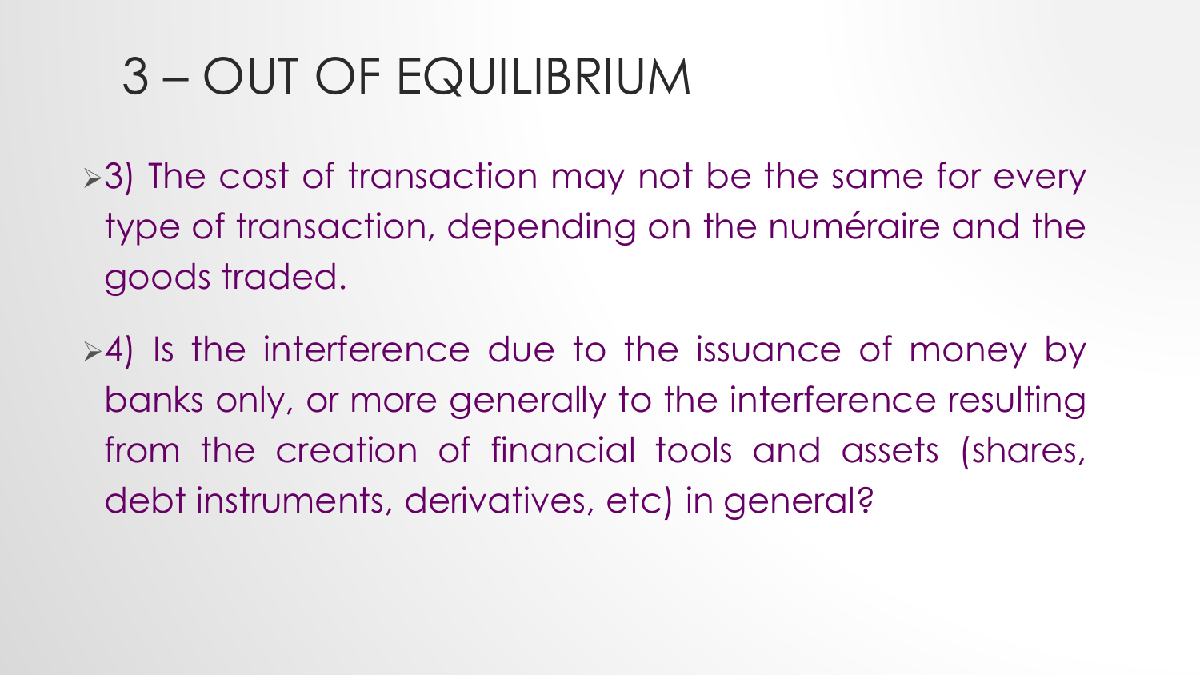# 3 – OUT OF EQUILIBRIUM

- 3) The cost of transaction may not be the same for every type of transaction, depending on the numéraire and the goods traded.
- 4) Is the interference due to the issuance of money by banks only, or more generally to the interference resulting from the creation of financial tools and assets (shares, debt instruments, derivatives, etc) in general?